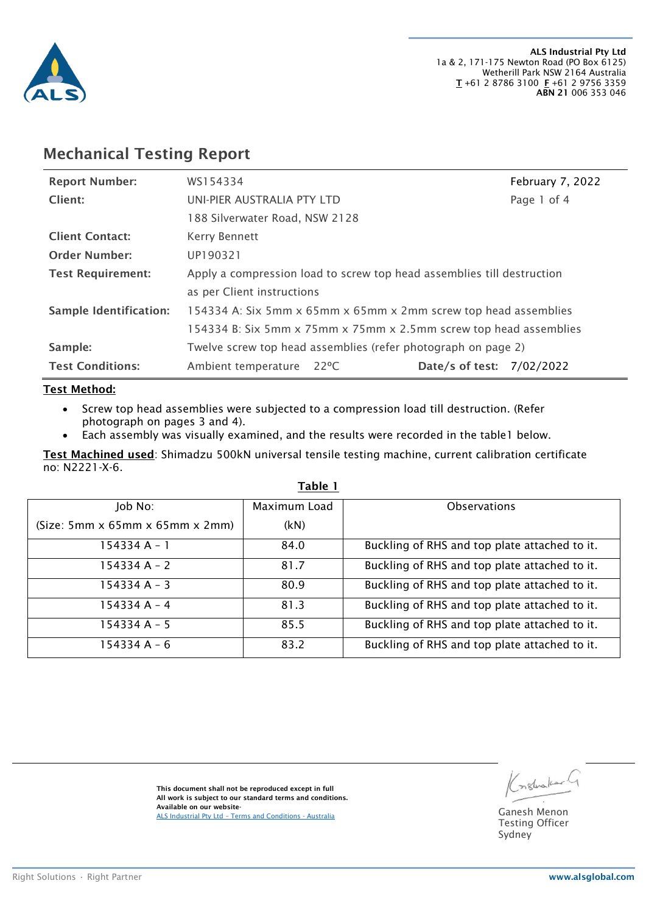ALS Industrial Pty Ltd
1a & 2, 171-175 Newton Road (PO Box 6125)
Wetherill Park NSW 2164 Australia
**T** +61 2 8786 3100 **F** +61 2 9756 3359
**ABN 21** 006 353 046

# Mechanical Testing Report

| | | |
|---|---|---|
| **Report Number:** | WS154334 | February 7, 2022 |
| **Client:** | UNI-PIER AUSTRALIA PTY LTD | |
| | 188 Silverwater Road, NSW 2128 | |
| **Client Contact:** | Kerry Bennett | |
| **Order Number:** | UP190321 | |
| **Test Requirement:** | Apply a compression load to screw top head assemblies till destruction as per Client instructions | |
| **Sample Identification:** | 154334 A: Six 5mm x 65mm x 65mm x 2mm screw top head assemblies<br>154334 B: Six 5mm x 75mm x 75mm x 2.5mm screw top head assemblies | |
| **Sample:** | Twelve screw top head assemblies (refer photograph on page 2) | |
| **Test Conditions:** | Ambient temperature 22°C | **Date/s of test:** 7/02/2022 |

**Test Method:**

- Screw top head assemblies were subjected to a compression load till destruction. (Refer photograph on pages 3 and 4).
- Each assembly was visually examined, and the results were recorded in the table1 below.

**Test Machined used**: Shimadzu 500kN universal tensile testing machine, current calibration certificate no: N2221-X-6.

**Table 1**

| Job No: (Size: 5mm x 65mm x 65mm x 2mm) | Maximum Load (kN) | Observations |
|---|---|---|
| 154334 A – 1 | 84.0 | Buckling of RHS and top plate attached to it. |
| 154334 A – 2 | 81.7 | Buckling of RHS and top plate attached to it. |
| 154334 A – 3 | 80.9 | Buckling of RHS and top plate attached to it. |
| 154334 A – 4 | 81.3 | Buckling of RHS and top plate attached to it. |
| 154334 A – 5 | 85.5 | Buckling of RHS and top plate attached to it. |
| 154334 A – 6 | 83.2 | Buckling of RHS and top plate attached to it. |

**This document shall not be reproduced except in full**
**All work is subject to our standard terms and conditions.**
**Available on our website-**
[ALS Industrial Pty Ltd – Terms and Conditions - Australia]

Ganesh Menon
Testing Officer
Sydney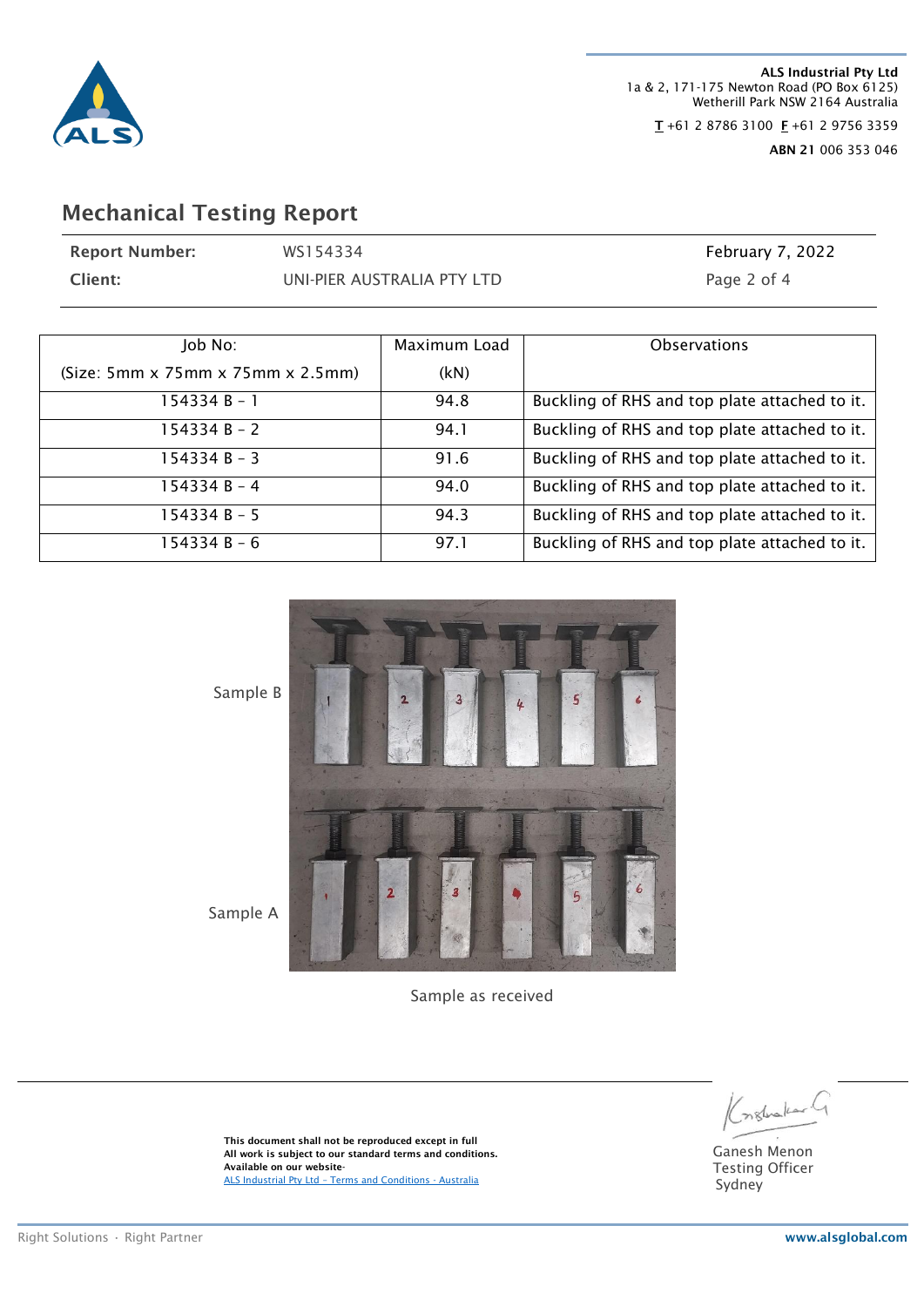## Mechanical Testing Report

| **Report Number:** | WS154334 | February 7, 2022 |
|---|---|---|
| **Client:** | UNI-PIER AUSTRALIA PTY LTD | |

| Job No: (Size: 5mm x 75mm x 75mm x 2.5mm) | Maximum Load (kN) | Observations |
|---|---|---|
| 154334 B – 1 | 94.8 | Buckling of RHS and top plate attached to it. |
| 154334 B – 2 | 94.1 | Buckling of RHS and top plate attached to it. |
| 154334 B – 3 | 91.6 | Buckling of RHS and top plate attached to it. |
| 154334 B – 4 | 94.0 | Buckling of RHS and top plate attached to it. |
| 154334 B – 5 | 94.3 | Buckling of RHS and top plate attached to it. |
| 154334 B – 6 | 97.1 | Buckling of RHS and top plate attached to it. |

Sample B

Sample A

Sample as received

**This document shall not be reproduced except in full**
**All work is subject to our standard terms and conditions.**
**Available on our website-**
ALS Industrial Pty Ltd – Terms and Conditions - Australia

Ganesh Menon
Testing Officer
Sydney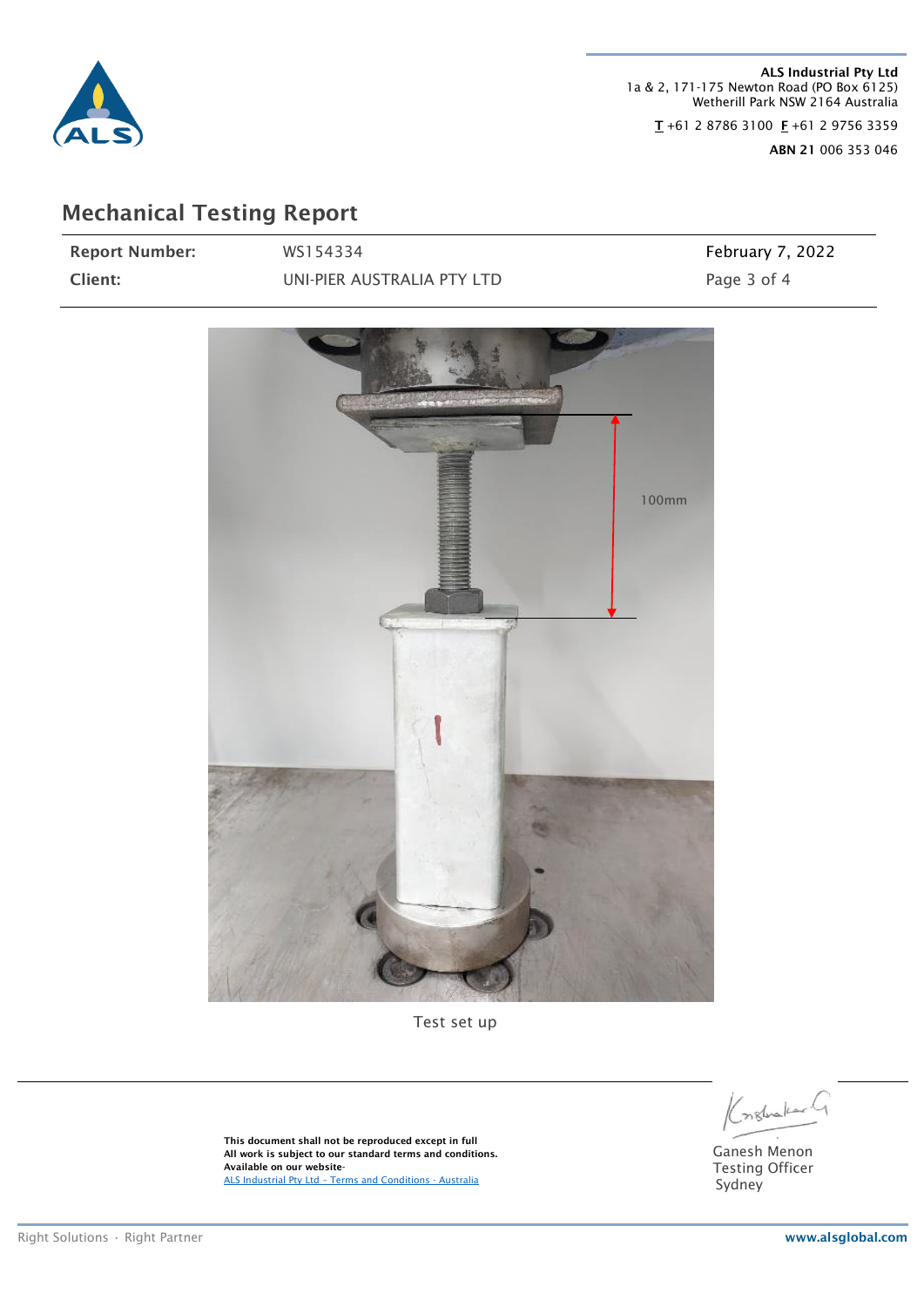**ALS Industrial Pty Ltd**
1a & 2, 171-175 Newton Road (PO Box 6125)
Wetherill Park NSW 2164 Australia

**T** +61 2 8786 3100 **F** +61 2 9756 3359

**ABN 21** 006 353 046

# Mechanical Testing Report

| | | |
|---|---|---|
| **Report Number:** | WS154334 | February 7, 2022 |
| **Client:** | UNI-PIER AUSTRALIA PTY LTD | |

100mm

Test set up

**This document shall not be reproduced except in full**
**All work is subject to our standard terms and conditions.**
**Available on our website-**
ALS Industrial Pty Ltd - Terms and Conditions - Australia

Ganesh Menon
Testing Officer
Sydney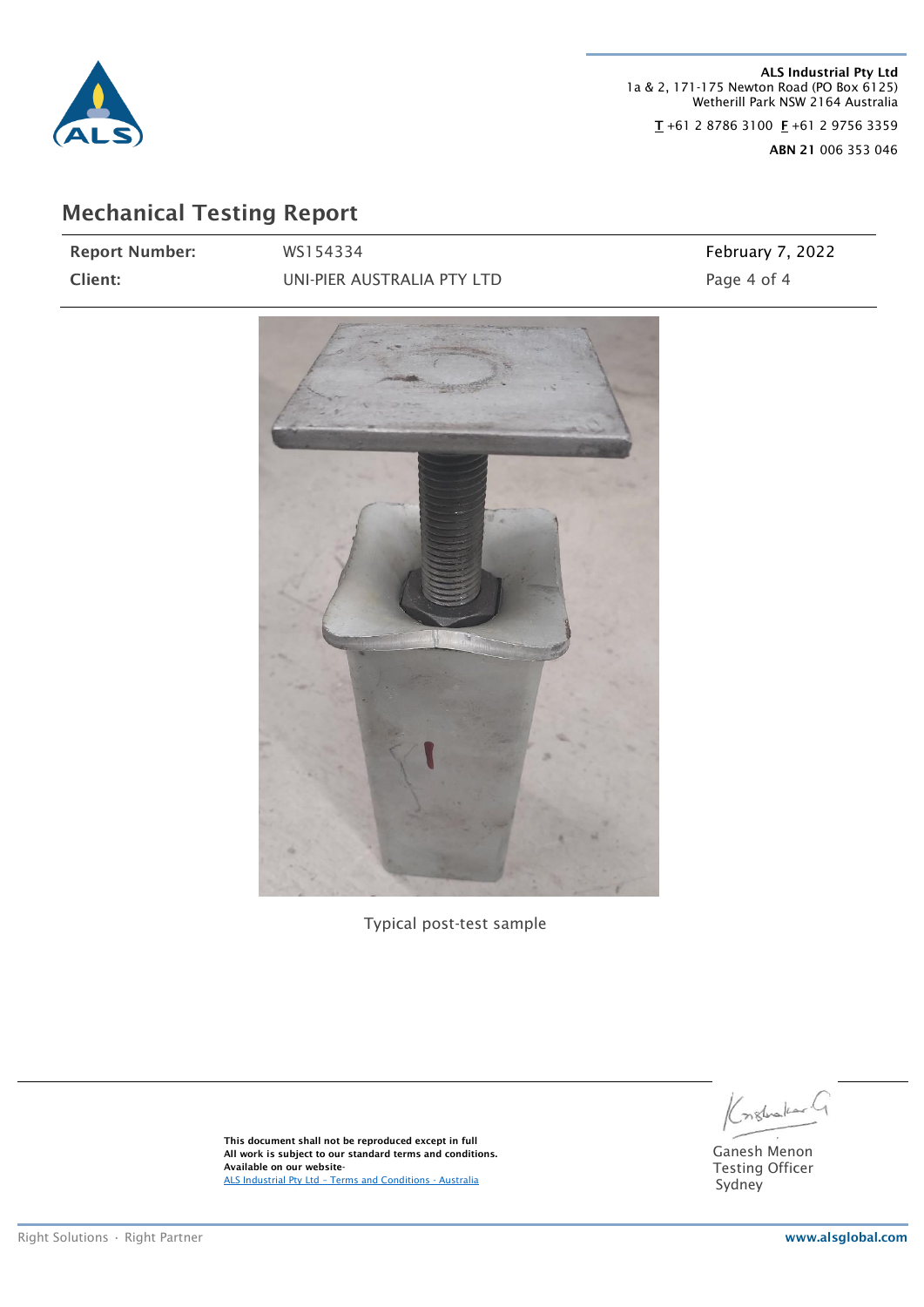ALS Industrial Pty Ltd
1a & 2, 171-175 Newton Road (PO Box 6125)
Wetherill Park NSW 2164 Australia

**T** +61 2 8786 3100 **F** +61 2 9756 3359

**ABN 21** 006 353 046

# Mechanical Testing Report

| | | |
|---|---|---|
| **Report Number:** | WS154334 | February 7, 2022 |
| **Client:** | UNI-PIER AUSTRALIA PTY LTD | |

Typical post-test sample

**This document shall not be reproduced except in full**
**All work is subject to our standard terms and conditions.**
**Available on our website-**
ALS Industrial Pty Ltd - Terms and Conditions - Australia

Ganesh Menon
Testing Officer
Sydney